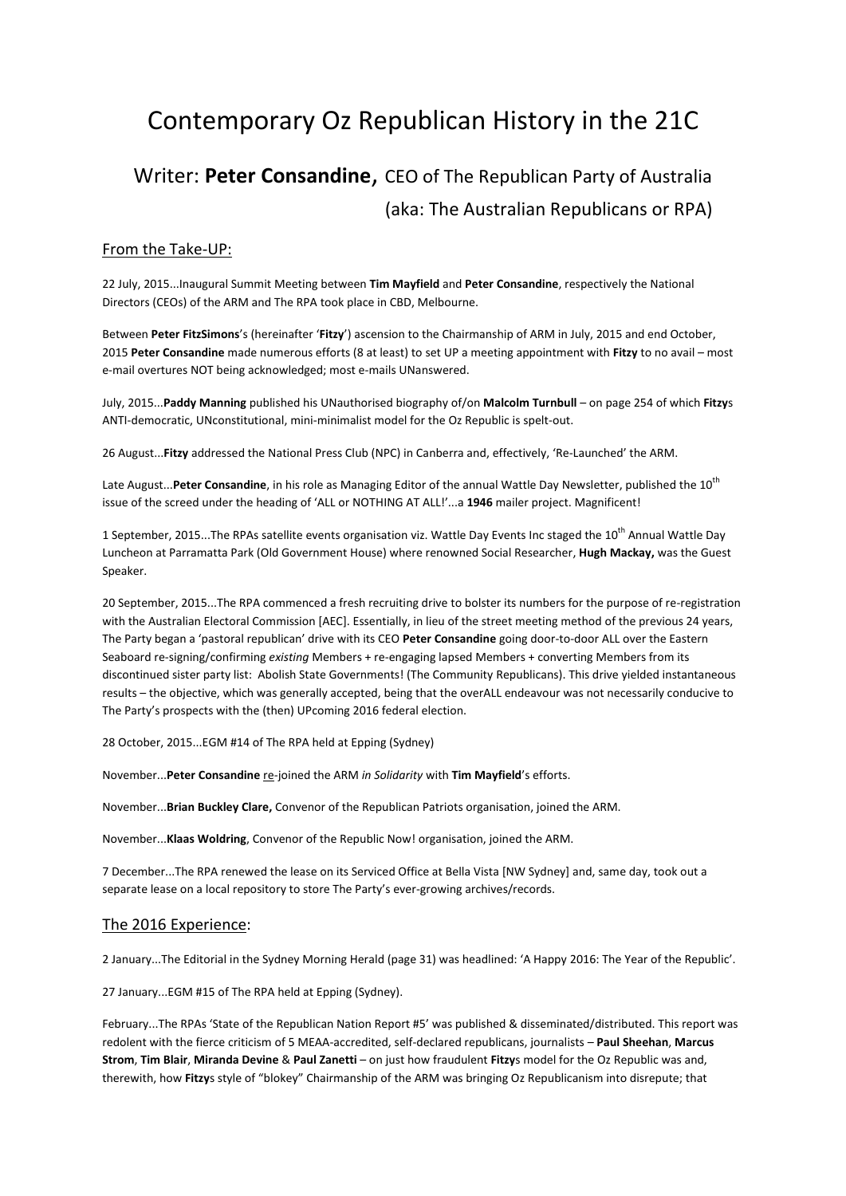# Contemporary Oz Republican History in the 21C

## Writer: **Peter Consandine,** CEO of The Republican Party of Australia (aka: The Australian Republicans or RPA)

### From the Take-UP:

22 July, 2015...Inaugural Summit Meeting between **Tim Mayfield** and **Peter Consandine**, respectively the National Directors (CEOs) of the ARM and The RPA took place in CBD, Melbourne.

Between **Peter FitzSimons**'s (hereinafter '**Fitzy**') ascension to the Chairmanship of ARM in July, 2015 and end October, 2015 **Peter Consandine** made numerous efforts (8 at least) to set UP a meeting appointment with **Fitzy** to no avail – most e-mail overtures NOT being acknowledged; most e-mails UNanswered.

July, 2015...**Paddy Manning** published his UNauthorised biography of/on **Malcolm Turnbull** – on page 254 of which **Fitzy**s ANTI-democratic, UNconstitutional, mini-minimalist model for the Oz Republic is spelt-out.

26 August...**Fitzy** addressed the National Press Club (NPC) in Canberra and, effectively, 'Re-Launched' the ARM.

Late August...**Peter Consandine**, in his role as Managing Editor of the annual Wattle Day Newsletter, published the 10th issue of the screed under the heading of 'ALL or NOTHING AT ALL!'...a **1946** mailer project. Magnificent!

1 September, 2015...The RPAs satellite events organisation viz. Wattle Day Events Inc staged the 10th Annual Wattle Day Luncheon at Parramatta Park (Old Government House) where renowned Social Researcher, **Hugh Mackay,** was the Guest Speaker.

20 September, 2015...The RPA commenced a fresh recruiting drive to bolster its numbers for the purpose of re-registration with the Australian Electoral Commission [AEC]. Essentially, in lieu of the street meeting method of the previous 24 years, The Party began a 'pastoral republican' drive with its CEO **Peter Consandine** going door-to-door ALL over the Eastern Seaboard re-signing/confirming *existing* Members + re-engaging lapsed Members + converting Members from its discontinued sister party list: Abolish State Governments! (The Community Republicans). This drive yielded instantaneous results – the objective, which was generally accepted, being that the overALL endeavour was not necessarily conducive to The Party's prospects with the (then) UPcoming 2016 federal election.

28 October, 2015...EGM #14 of The RPA held at Epping (Sydney)

November...**Peter Consandine** re-joined the ARM *in Solidarity* with **Tim Mayfield**'s efforts.

November...**Brian Buckley Clare,** Convenor of the Republican Patriots organisation, joined the ARM.

November...**Klaas Woldring**, Convenor of the Republic Now! organisation, joined the ARM.

7 December...The RPA renewed the lease on its Serviced Office at Bella Vista [NW Sydney] and, same day, took out a separate lease on a local repository to store The Party's ever-growing archives/records.

### The 2016 Experience:

2 January...The Editorial in the Sydney Morning Herald (page 31) was headlined: 'A Happy 2016: The Year of the Republic'.

27 January...EGM #15 of The RPA held at Epping (Sydney).

February...The RPAs 'State of the Republican Nation Report #5' was published & disseminated/distributed. This report was redolent with the fierce criticism of 5 MEAA-accredited, self-declared republicans, journalists – **Paul Sheehan**, **Marcus Strom**, **Tim Blair**, **Miranda Devine** & **Paul Zanetti** – on just how fraudulent **Fitzy**s model for the Oz Republic was and, therewith, how **Fitzy**s style of "blokey" Chairmanship of the ARM was bringing Oz Republicanism into disrepute; that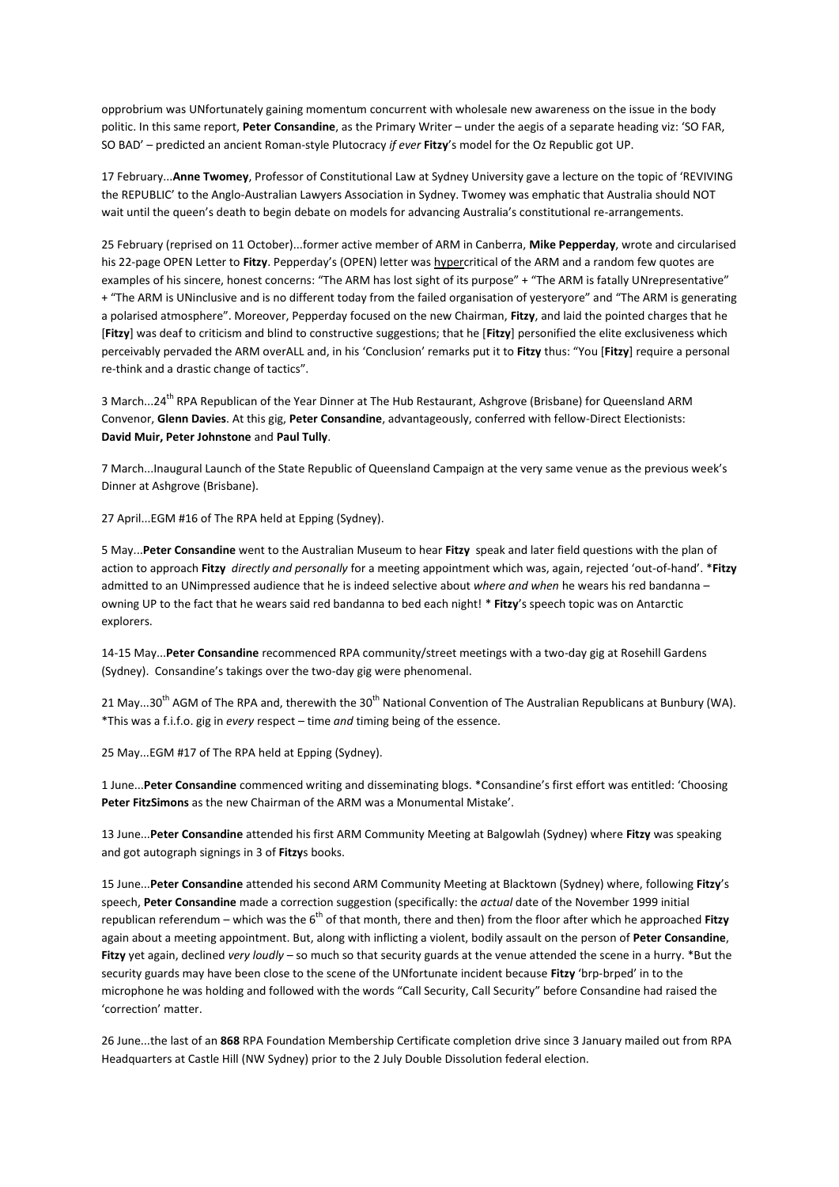opprobrium was UNfortunately gaining momentum concurrent with wholesale new awareness on the issue in the body politic. In this same report, **Peter Consandine**, as the Primary Writer – under the aegis of a separate heading viz: 'SO FAR, SO BAD' – predicted an ancient Roman-style Plutocracy *if ever* **Fitzy**'s model for the Oz Republic got UP.

17 February...**Anne Twomey**, Professor of Constitutional Law at Sydney University gave a lecture on the topic of 'REVIVING the REPUBLIC' to the Anglo-Australian Lawyers Association in Sydney. Twomey was emphatic that Australia should NOT wait until the queen's death to begin debate on models for advancing Australia's constitutional re-arrangements.

25 February (reprised on 11 October)...former active member of ARM in Canberra, **Mike Pepperday**, wrote and circularised his 22-page OPEN Letter to **Fitzy**. Pepperday's (OPEN) letter was hypercritical of the ARM and a random few quotes are examples of his sincere, honest concerns: "The ARM has lost sight of its purpose" + "The ARM is fatally UNrepresentative" + "The ARM is UNinclusive and is no different today from the failed organisation of yesteryore" and "The ARM is generating a polarised atmosphere". Moreover, Pepperday focused on the new Chairman, **Fitzy**, and laid the pointed charges that he [**Fitzy**] was deaf to criticism and blind to constructive suggestions; that he [**Fitzy**] personified the elite exclusiveness which perceivably pervaded the ARM overALL and, in his 'Conclusion' remarks put it to **Fitzy** thus: "You [**Fitzy**] require a personal re-think and a drastic change of tactics".

3 March...24th RPA Republican of the Year Dinner at The Hub Restaurant, Ashgrove (Brisbane) for Queensland ARM Convenor, **Glenn Davies**. At this gig, **Peter Consandine**, advantageously, conferred with fellow-Direct Electionists: **David Muir, Peter Johnstone** and **Paul Tully**.

7 March...Inaugural Launch of the State Republic of Queensland Campaign at the very same venue as the previous week's Dinner at Ashgrove (Brisbane).

27 April...EGM #16 of The RPA held at Epping (Sydney).

5 May...**Peter Consandine** went to the Australian Museum to hear **Fitzy** speak and later field questions with the plan of action to approach **Fitzy** *directly and personally* for a meeting appointment which was, again, rejected 'out-of-hand'. ***Fitzy** admitted to an UNimpressed audience that he is indeed selective about *where and when* he wears his red bandanna – owning UP to the fact that he wears said red bandanna to bed each night! * **Fitzy**'s speech topic was on Antarctic explorers.

14-15 May...**Peter Consandine** recommenced RPA community/street meetings with a two-day gig at Rosehill Gardens (Sydney). Consandine's takings over the two-day gig were phenomenal.

21 May...30th AGM of The RPA and, therewith the 30th National Convention of The Australian Republicans at Bunbury (WA). *This was a f.i.f.o. gig in *every* respect – time *and* timing being of the essence.

25 May...EGM #17 of The RPA held at Epping (Sydney).

1 June...**Peter Consandine** commenced writing and disseminating blogs. *Consandine's first effort was entitled: 'Choosing **Peter FitzSimons** as the new Chairman of the ARM was a Monumental Mistake'.

13 June...**Peter Consandine** attended his first ARM Community Meeting at Balgowlah (Sydney) where **Fitzy** was speaking and got autograph signings in 3 of **Fitzy**s books.

15 June...**Peter Consandine** attended his second ARM Community Meeting at Blacktown (Sydney) where, following **Fitzy**'s speech, **Peter Consandine** made a correction suggestion (specifically: the *actual* date of the November 1999 initial republican referendum – which was the 6th of that month, there and then) from the floor after which he approached **Fitzy** again about a meeting appointment. But, along with inflicting a violent, bodily assault on the person of **Peter Consandine**, **Fitzy** yet again, declined *very loudly* – so much so that security guards at the venue attended the scene in a hurry. *But the security guards may have been close to the scene of the UNfortunate incident because **Fitzy** 'brp-brped' in to the microphone he was holding and followed with the words "Call Security, Call Security" before Consandine had raised the 'correction' matter.

26 June...the last of an **868** RPA Foundation Membership Certificate completion drive since 3 January mailed out from RPA Headquarters at Castle Hill (NW Sydney) prior to the 2 July Double Dissolution federal election.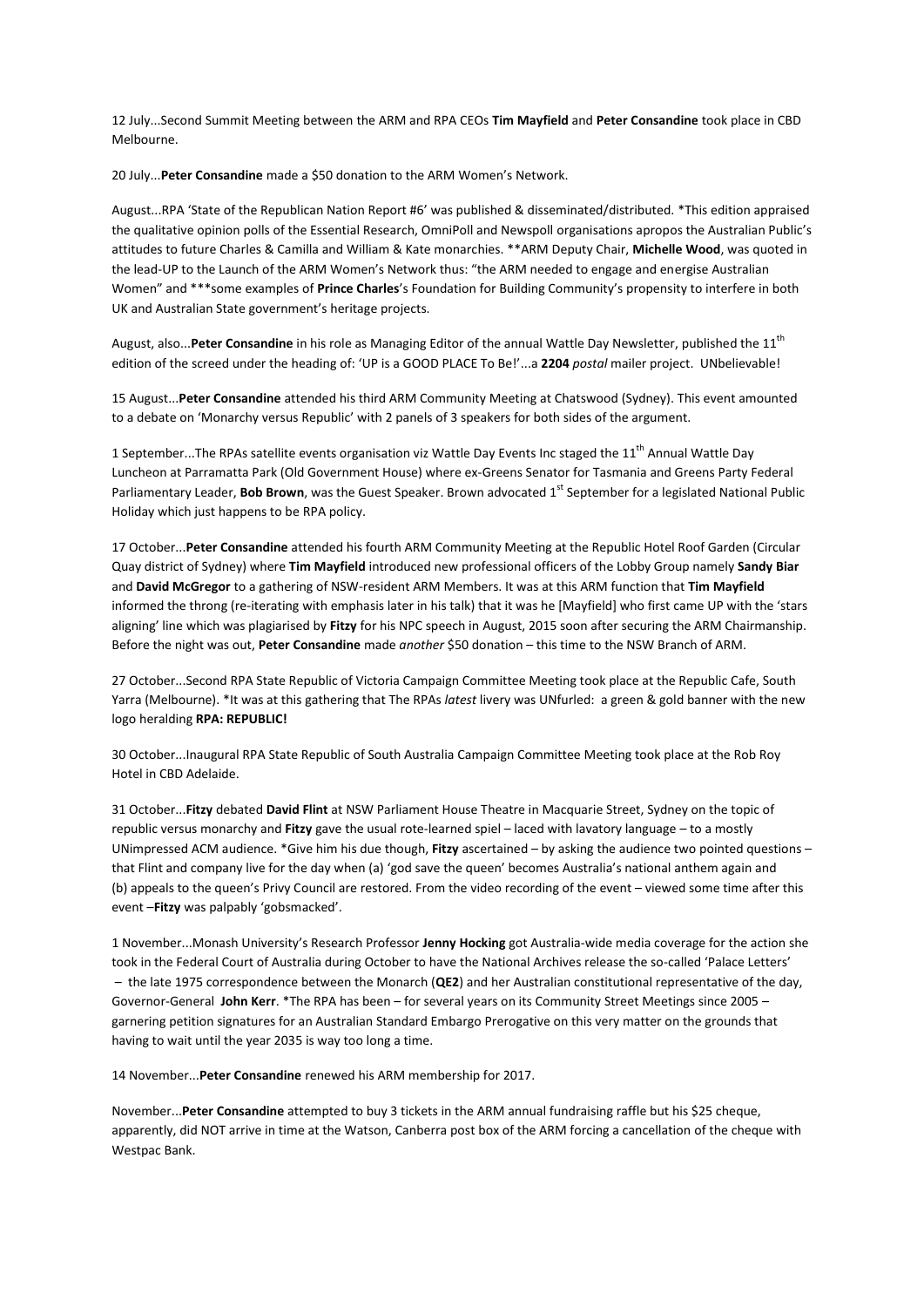12 July...Second Summit Meeting between the ARM and RPA CEOs **Tim Mayfield** and **Peter Consandine** took place in CBD Melbourne.

20 July...**Peter Consandine** made a $50 donation to the ARM Women's Network.

August...RPA 'State of the Republican Nation Report #6' was published & disseminated/distributed. *This edition appraised the qualitative opinion polls of the Essential Research, OmniPoll and Newspoll organisations apropos the Australian Public's attitudes to future Charles & Camilla and William & Kate monarchies. **ARM Deputy Chair, **Michelle Wood**, was quoted in the lead-UP to the Launch of the ARM Women's Network thus: "the ARM needed to engage and energise Australian Women" and ***some examples of **Prince Charles**'s Foundation for Building Community's propensity to interfere in both UK and Australian State government's heritage projects.

August, also...**Peter Consandine** in his role as Managing Editor of the annual Wattle Day Newsletter, published the 11th edition of the screed under the heading of: 'UP is a GOOD PLACE To Be!'...a **2204** *postal* mailer project. UNbelievable!

15 August...**Peter Consandine** attended his third ARM Community Meeting at Chatswood (Sydney). This event amounted to a debate on 'Monarchy versus Republic' with 2 panels of 3 speakers for both sides of the argument.

1 September...The RPAs satellite events organisation viz Wattle Day Events Inc staged the 11th Annual Wattle Day Luncheon at Parramatta Park (Old Government House) where ex-Greens Senator for Tasmania and Greens Party Federal Parliamentary Leader, **Bob Brown**, was the Guest Speaker. Brown advocated 1st September for a legislated National Public Holiday which just happens to be RPA policy.

17 October...**Peter Consandine** attended his fourth ARM Community Meeting at the Republic Hotel Roof Garden (Circular Quay district of Sydney) where **Tim Mayfield** introduced new professional officers of the Lobby Group namely **Sandy Biar** and **David McGregor** to a gathering of NSW-resident ARM Members. It was at this ARM function that **Tim Mayfield** informed the throng (re-iterating with emphasis later in his talk) that it was he [Mayfield] who first came UP with the 'stars aligning' line which was plagiarised by **Fitzy** for his NPC speech in August, 2015 soon after securing the ARM Chairmanship. Before the night was out, **Peter Consandine** made *another* $50 donation – this time to the NSW Branch of ARM.

27 October...Second RPA State Republic of Victoria Campaign Committee Meeting took place at the Republic Cafe, South Yarra (Melbourne). *It was at this gathering that The RPAs *latest* livery was UNfurled: a green & gold banner with the new logo heralding **RPA: REPUBLIC!**

30 October...Inaugural RPA State Republic of South Australia Campaign Committee Meeting took place at the Rob Roy Hotel in CBD Adelaide.

31 October...**Fitzy** debated **David Flint** at NSW Parliament House Theatre in Macquarie Street, Sydney on the topic of republic versus monarchy and **Fitzy** gave the usual rote-learned spiel – laced with lavatory language – to a mostly UNimpressed ACM audience. *Give him his due though, **Fitzy** ascertained – by asking the audience two pointed questions – that Flint and company live for the day when (a) 'god save the queen' becomes Australia's national anthem again and (b) appeals to the queen's Privy Council are restored. From the video recording of the event – viewed some time after this event –**Fitzy** was palpably 'gobsmacked'.

1 November...Monash University's Research Professor **Jenny Hocking** got Australia-wide media coverage for the action she took in the Federal Court of Australia during October to have the National Archives release the so-called 'Palace Letters' – the late 1975 correspondence between the Monarch (**QE2**) and her Australian constitutional representative of the day, Governor-General **John Kerr**. *The RPA has been – for several years on its Community Street Meetings since 2005 – garnering petition signatures for an Australian Standard Embargo Prerogative on this very matter on the grounds that having to wait until the year 2035 is way too long a time.

14 November...**Peter Consandine** renewed his ARM membership for 2017.

November...**Peter Consandine** attempted to buy 3 tickets in the ARM annual fundraising raffle but his $25 cheque, apparently, did NOT arrive in time at the Watson, Canberra post box of the ARM forcing a cancellation of the cheque with Westpac Bank.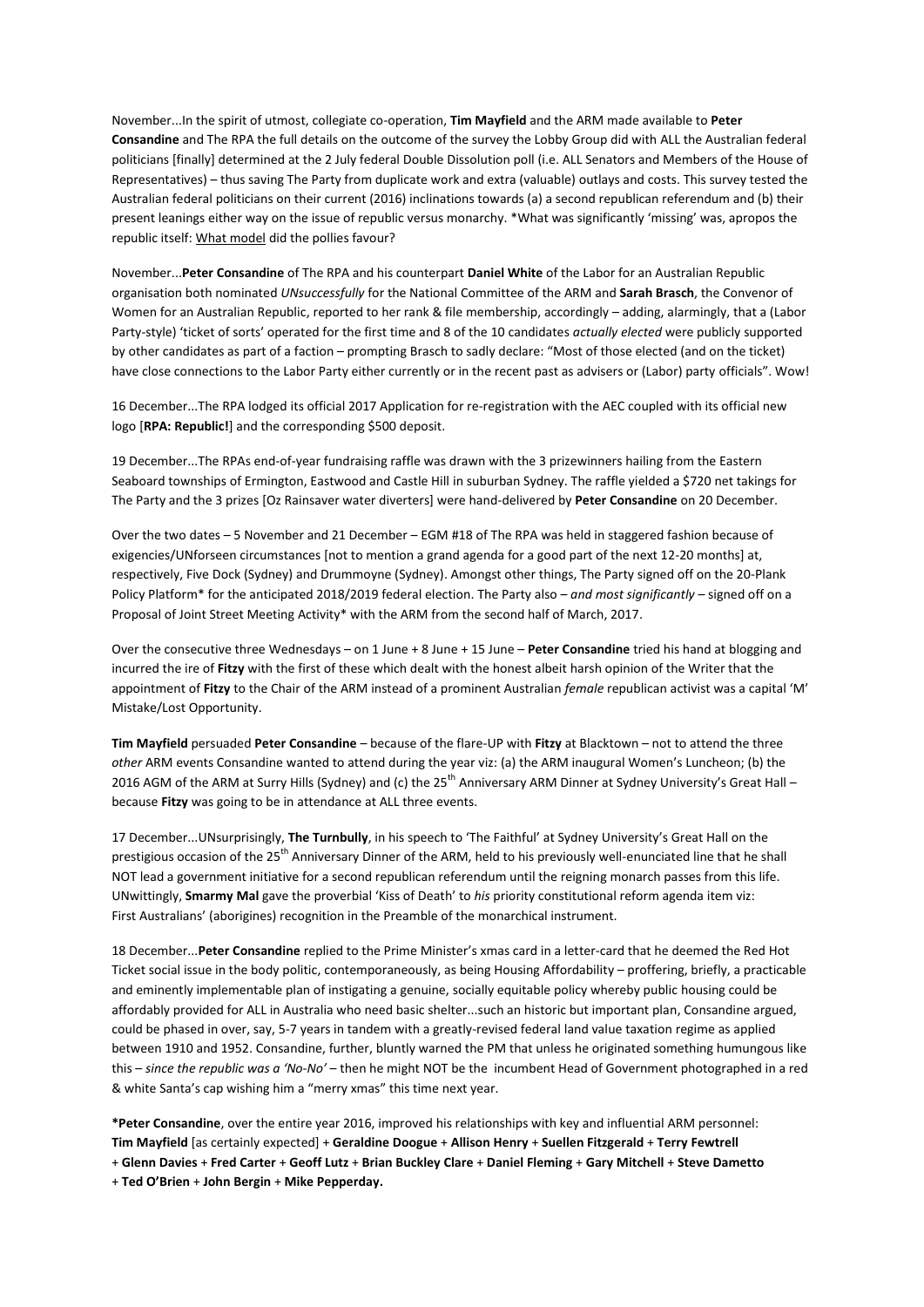November...In the spirit of utmost, collegiate co-operation, **Tim Mayfield** and the ARM made available to **Peter Consandine** and The RPA the full details on the outcome of the survey the Lobby Group did with ALL the Australian federal politicians [finally] determined at the 2 July federal Double Dissolution poll (i.e. ALL Senators and Members of the House of Representatives) – thus saving The Party from duplicate work and extra (valuable) outlays and costs. This survey tested the Australian federal politicians on their current (2016) inclinations towards (a) a second republican referendum and (b) their present leanings either way on the issue of republic versus monarchy. *What was significantly 'missing' was, apropos the republic itself: What model did the pollies favour?

November...**Peter Consandine** of The RPA and his counterpart **Daniel White** of the Labor for an Australian Republic organisation both nominated *UNsuccessfully* for the National Committee of the ARM and **Sarah Brasch**, the Convenor of Women for an Australian Republic, reported to her rank & file membership, accordingly – adding, alarmingly, that a (Labor Party-style) 'ticket of sorts' operated for the first time and 8 of the 10 candidates *actually elected* were publicly supported by other candidates as part of a faction – prompting Brasch to sadly declare: "Most of those elected (and on the ticket) have close connections to the Labor Party either currently or in the recent past as advisers or (Labor) party officials". Wow!

16 December...The RPA lodged its official 2017 Application for re-registration with the AEC coupled with its official new logo [**RPA: Republic!**] and the corresponding $500 deposit.

19 December...The RPAs end-of-year fundraising raffle was drawn with the 3 prizewinners hailing from the Eastern Seaboard townships of Ermington, Eastwood and Castle Hill in suburban Sydney. The raffle yielded a $720 net takings for The Party and the 3 prizes [Oz Rainsaver water diverters] were hand-delivered by **Peter Consandine** on 20 December.

Over the two dates – 5 November and 21 December – EGM #18 of The RPA was held in staggered fashion because of exigencies/UNforseen circumstances [not to mention a grand agenda for a good part of the next 12-20 months] at, respectively, Five Dock (Sydney) and Drummoyne (Sydney). Amongst other things, The Party signed off on the 20-Plank Policy Platform* for the anticipated 2018/2019 federal election. The Party also – *and most significantly* – signed off on a Proposal of Joint Street Meeting Activity* with the ARM from the second half of March, 2017.

Over the consecutive three Wednesdays – on 1 June + 8 June + 15 June – **Peter Consandine** tried his hand at blogging and incurred the ire of **Fitzy** with the first of these which dealt with the honest albeit harsh opinion of the Writer that the appointment of **Fitzy** to the Chair of the ARM instead of a prominent Australian *female* republican activist was a capital 'M' Mistake/Lost Opportunity.

**Tim Mayfield** persuaded **Peter Consandine** – because of the flare-UP with **Fitzy** at Blacktown – not to attend the three *other* ARM events Consandine wanted to attend during the year viz: (a) the ARM inaugural Women's Luncheon; (b) the 2016 AGM of the ARM at Surry Hills (Sydney) and (c) the 25th Anniversary ARM Dinner at Sydney University's Great Hall – because **Fitzy** was going to be in attendance at ALL three events.

17 December...UNsurprisingly, **The Turnbully**, in his speech to 'The Faithful' at Sydney University's Great Hall on the prestigious occasion of the 25th Anniversary Dinner of the ARM, held to his previously well-enunciated line that he shall NOT lead a government initiative for a second republican referendum until the reigning monarch passes from this life. UNwittingly, **Smarmy Mal** gave the proverbial 'Kiss of Death' to *his* priority constitutional reform agenda item viz: First Australians' (aborigines) recognition in the Preamble of the monarchical instrument.

18 December...**Peter Consandine** replied to the Prime Minister's xmas card in a letter-card that he deemed the Red Hot Ticket social issue in the body politic, contemporaneously, as being Housing Affordability – proffering, briefly, a practicable and eminently implementable plan of instigating a genuine, socially equitable policy whereby public housing could be affordably provided for ALL in Australia who need basic shelter...such an historic but important plan, Consandine argued, could be phased in over, say, 5-7 years in tandem with a greatly-revised federal land value taxation regime as applied between 1910 and 1952. Consandine, further, bluntly warned the PM that unless he originated something humungous like this – *since the republic was a 'No-No'* – then he might NOT be the incumbent Head of Government photographed in a red & white Santa's cap wishing him a "merry xmas" this time next year.

***Peter Consandine**, over the entire year 2016, improved his relationships with key and influential ARM personnel: **Tim Mayfield** [as certainly expected] + **Geraldine Doogue** + **Allison Henry** + **Suellen Fitzgerald** + **Terry Fewtrell** + **Glenn Davies** + **Fred Carter** + **Geoff Lutz** + **Brian Buckley Clare** + **Daniel Fleming** + **Gary Mitchell** + **Steve Dametto** + **Ted O'Brien** + **John Bergin** + **Mike Pepperday.**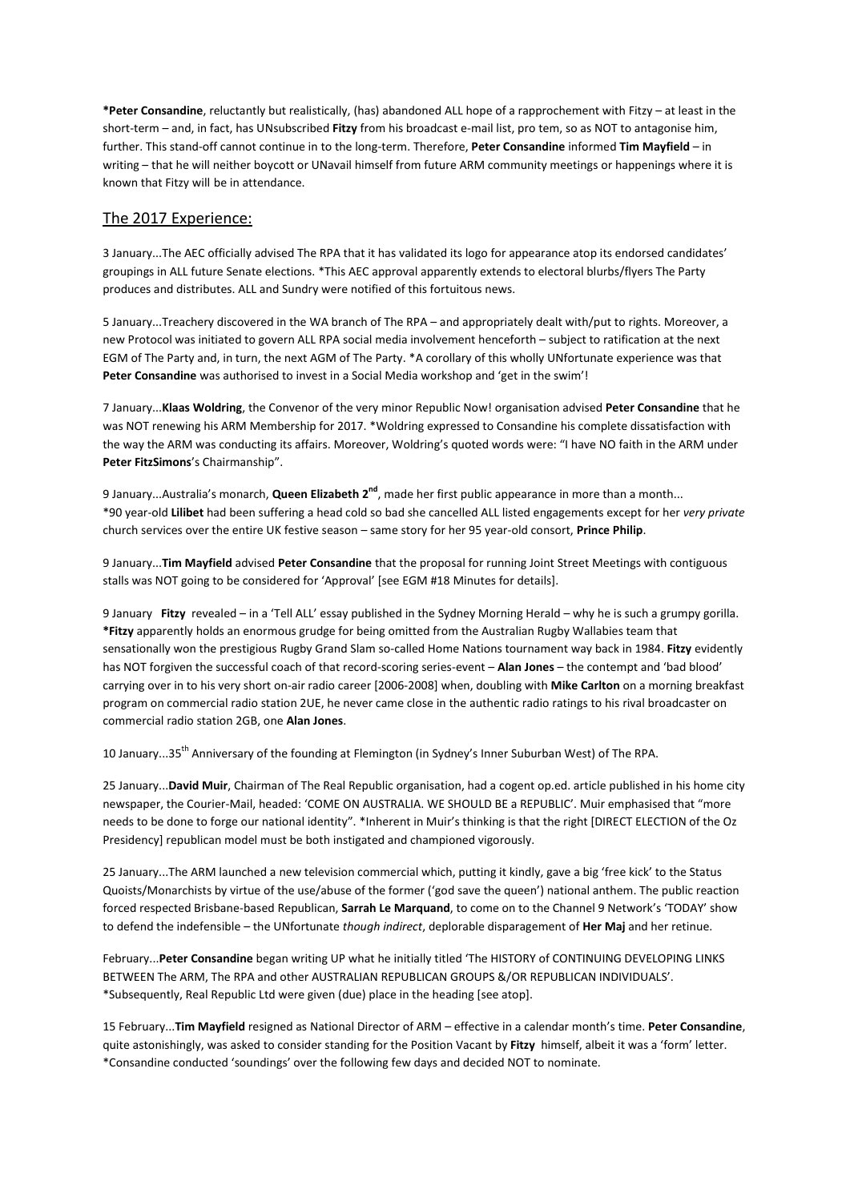**\*Peter Consandine**, reluctantly but realistically, (has) abandoned ALL hope of a rapprochement with Fitzy – at least in the short-term – and, in fact, has UNsubscribed **Fitzy** from his broadcast e-mail list, pro tem, so as NOT to antagonise him, further. This stand-off cannot continue in to the long-term. Therefore, **Peter Consandine** informed **Tim Mayfield** – in writing – that he will neither boycott or UNavail himself from future ARM community meetings or happenings where it is known that Fitzy will be in attendance.

## The 2017 Experience:

3 January...The AEC officially advised The RPA that it has validated its logo for appearance atop its endorsed candidates' groupings in ALL future Senate elections. *This AEC approval apparently extends to electoral blurbs/flyers The Party produces and distributes. ALL and Sundry were notified of this fortuitous news.

5 January...Treachery discovered in the WA branch of The RPA – and appropriately dealt with/put to rights. Moreover, a new Protocol was initiated to govern ALL RPA social media involvement henceforth – subject to ratification at the next EGM of The Party and, in turn, the next AGM of The Party. *A corollary of this wholly UNfortunate experience was that **Peter Consandine** was authorised to invest in a Social Media workshop and 'get in the swim'!

7 January...**Klaas Woldring**, the Convenor of the very minor Republic Now! organisation advised **Peter Consandine** that he was NOT renewing his ARM Membership for 2017. *Woldring expressed to Consandine his complete dissatisfaction with the way the ARM was conducting its affairs. Moreover, Woldring's quoted words were: "I have NO faith in the ARM under **Peter FitzSimons**'s Chairmanship".

9 January...Australia's monarch, **Queen Elizabeth 2nd**, made her first public appearance in more than a month... *90 year-old **Lilibet** had been suffering a head cold so bad she cancelled ALL listed engagements except for her *very private* church services over the entire UK festive season – same story for her 95 year-old consort, **Prince Philip**.

9 January...**Tim Mayfield** advised **Peter Consandine** that the proposal for running Joint Street Meetings with contiguous stalls was NOT going to be considered for 'Approval' [see EGM #18 Minutes for details].

9 January **Fitzy** revealed – in a 'Tell ALL' essay published in the Sydney Morning Herald – why he is such a grumpy gorilla. ***Fitzy** apparently holds an enormous grudge for being omitted from the Australian Rugby Wallabies team that sensationally won the prestigious Rugby Grand Slam so-called Home Nations tournament way back in 1984. **Fitzy** evidently has NOT forgiven the successful coach of that record-scoring series-event – **Alan Jones** – the contempt and 'bad blood' carrying over in to his very short on-air radio career [2006-2008] when, doubling with **Mike Carlton** on a morning breakfast program on commercial radio station 2UE, he never came close in the authentic radio ratings to his rival broadcaster on commercial radio station 2GB, one **Alan Jones**.

10 January...35th Anniversary of the founding at Flemington (in Sydney's Inner Suburban West) of The RPA.

25 January...**David Muir**, Chairman of The Real Republic organisation, had a cogent op.ed. article published in his home city newspaper, the Courier-Mail, headed: 'COME ON AUSTRALIA. WE SHOULD BE A REPUBLIC'. Muir emphasised that "more needs to be done to forge our national identity". *Inherent in Muir's thinking is that the right [DIRECT ELECTION of the Oz Presidency] republican model must be both instigated and championed vigorously.

25 January...The ARM launched a new television commercial which, putting it kindly, gave a big 'free kick' to the Status Quoists/Monarchists by virtue of the use/abuse of the former ('god save the queen') national anthem. The public reaction forced respected Brisbane-based Republican, **Sarrah Le Marquand**, to come on to the Channel 9 Network's 'TODAY' show to defend the indefensible – the UNfortunate *though indirect*, deplorable disparagement of **Her Maj** and her retinue.

February...**Peter Consandine** began writing UP what he initially titled 'The HISTORY of CONTINUING DEVELOPING LINKS BETWEEN The ARM, The RPA and other AUSTRALIAN REPUBLICAN GROUPS &/OR REPUBLICAN INDIVIDUALS'. *Subsequently, Real Republic Ltd were given (due) place in the heading [see atop].

15 February...**Tim Mayfield** resigned as National Director of ARM – effective in a calendar month's time. **Peter Consandine**, quite astonishingly, was asked to consider standing for the Position Vacant by **Fitzy** himself, albeit it was a 'form' letter. *Consandine conducted 'soundings' over the following few days and decided NOT to nominate.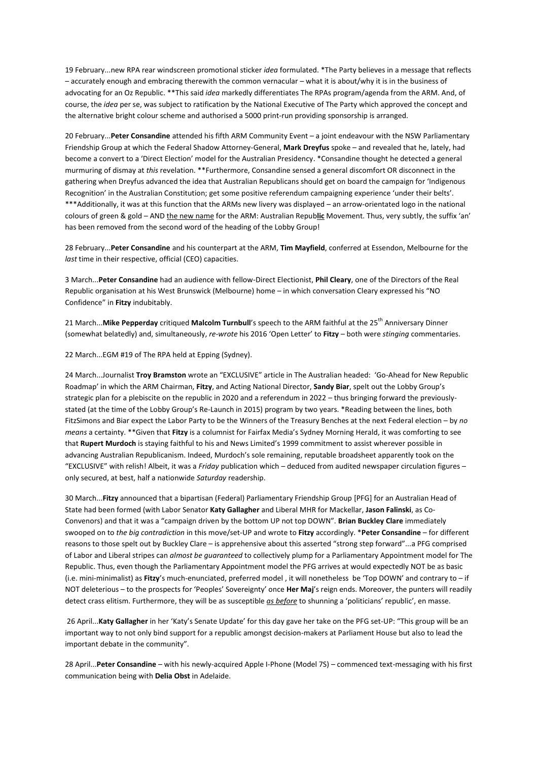19 February...new RPA rear windscreen promotional sticker *idea* formulated. *The Party believes in a message that reflects – accurately enough and embracing therewith the common vernacular – what it is about/why it is in the business of advocating for an Oz Republic. **This said *idea* markedly differentiates The RPAs program/agenda from the ARM. And, of course, the *idea* per se, was subject to ratification by the National Executive of The Party which approved the concept and the alternative bright colour scheme and authorised a 5000 print-run providing sponsorship is arranged.

20 February...**Peter Consandine** attended his fifth ARM Community Event – a joint endeavour with the NSW Parliamentary Friendship Group at which the Federal Shadow Attorney-General, **Mark Dreyfus** spoke – and revealed that he, lately, had become a convert to a 'Direct Election' model for the Australian Presidency. *Consandine thought he detected a general murmuring of dismay at *this* revelation. **Furthermore, Consandine sensed a general discomfort OR disconnect in the gathering when Dreyfus advanced the idea that Australian Republicans should get on board the campaign for 'Indigenous Recognition' in the Australian Constitution; get some positive referendum campaigning experience 'under their belts'. ***Additionally, it was at this function that the ARMs new livery was displayed – an arrow-orientated logo in the national colours of green & gold – AND the new name for the ARM: Australian Repub**lic** Movement. Thus, very subtly, the suffix 'an' has been removed from the second word of the heading of the Lobby Group!

28 February...**Peter Consandine** and his counterpart at the ARM, **Tim Mayfield**, conferred at Essendon, Melbourne for the *last* time in their respective, official (CEO) capacities.

3 March...**Peter Consandine** had an audience with fellow-Direct Electionist, **Phil Cleary**, one of the Directors of the Real Republic organisation at his West Brunswick (Melbourne) home – in which conversation Cleary expressed his "NO Confidence" in **Fitzy** indubitably.

21 March...**Mike Pepperday** critiqued **Malcolm Turnbull**'s speech to the ARM faithful at the 25th Anniversary Dinner (somewhat belatedly) and, simultaneously, *re-wrote* his 2016 'Open Letter' to **Fitzy** – both were *stinging* commentaries.

22 March...EGM #19 of The RPA held at Epping (Sydney).

24 March...Journalist **Troy Bramston** wrote an "EXCLUSIVE" article in The Australian headed: 'Go-Ahead for New Republic Roadmap' in which the ARM Chairman, **Fitzy**, and Acting National Director, **Sandy Biar**, spelt out the Lobby Group's strategic plan for a plebiscite on the republic in 2020 and a referendum in 2022 – thus bringing forward the previously-stated (at the time of the Lobby Group's Re-Launch in 2015) program by two years. *Reading between the lines, both FitzSimons and Biar expect the Labor Party to be the Winners of the Treasury Benches at the next Federal election – by *no means* a certainty. **Given that **Fitzy** is a columnist for Fairfax Media's Sydney Morning Herald, it was comforting to see that **Rupert Murdoch** is staying faithful to his and News Limited's 1999 commitment to assist wherever possible in advancing Australian Republicanism. Indeed, Murdoch's sole remaining, reputable broadsheet apparently took on the "EXCLUSIVE" with relish! Albeit, it was a *Friday* publication which – deduced from audited newspaper circulation figures – only secured, at best, half a nationwide *Saturday* readership.

30 March...**Fitzy** announced that a bipartisan (Federal) Parliamentary Friendship Group [PFG] for an Australian Head of State had been formed (with Labor Senator **Katy Gallagher** and Liberal MHR for Mackellar, **Jason Falinski**, as Co-Convenors) and that it was a "campaign driven by the bottom UP not top DOWN". **Brian Buckley Clare** immediately swooped on to *the big contradiction* in this move/set-UP and wrote to **Fitzy** accordingly. ***Peter Consandine** – for different reasons to those spelt out by Buckley Clare – is apprehensive about this asserted "strong step forward"...a PFG comprised of Labor and Liberal stripes can *almost be guaranteed* to collectively plump for a Parliamentary Appointment model for The Republic. Thus, even though the Parliamentary Appointment model the PFG arrives at would expectedly NOT be as basic (i.e. mini-minimalist) as **Fitzy**'s much-enunciated, preferred model , it will nonetheless be 'Top DOWN' and contrary to – if NOT deleterious – to the prospects for 'Peoples' Sovereignty' once **Her Maj**'s reign ends. Moreover, the punters will readily detect crass elitism. Furthermore, they will be as susceptible ***as before*** to shunning a 'politicians' republic', en masse.

26 April...**Katy Gallagher** in her 'Katy's Senate Update' for this day gave her take on the PFG set-UP: "This group will be an important way to not only bind support for a republic amongst decision-makers at Parliament House but also to lead the important debate in the community".

28 April...**Peter Consandine** – with his newly-acquired Apple I-Phone (Model 7S) – commenced text-messaging with his first communication being with **Delia Obst** in Adelaide.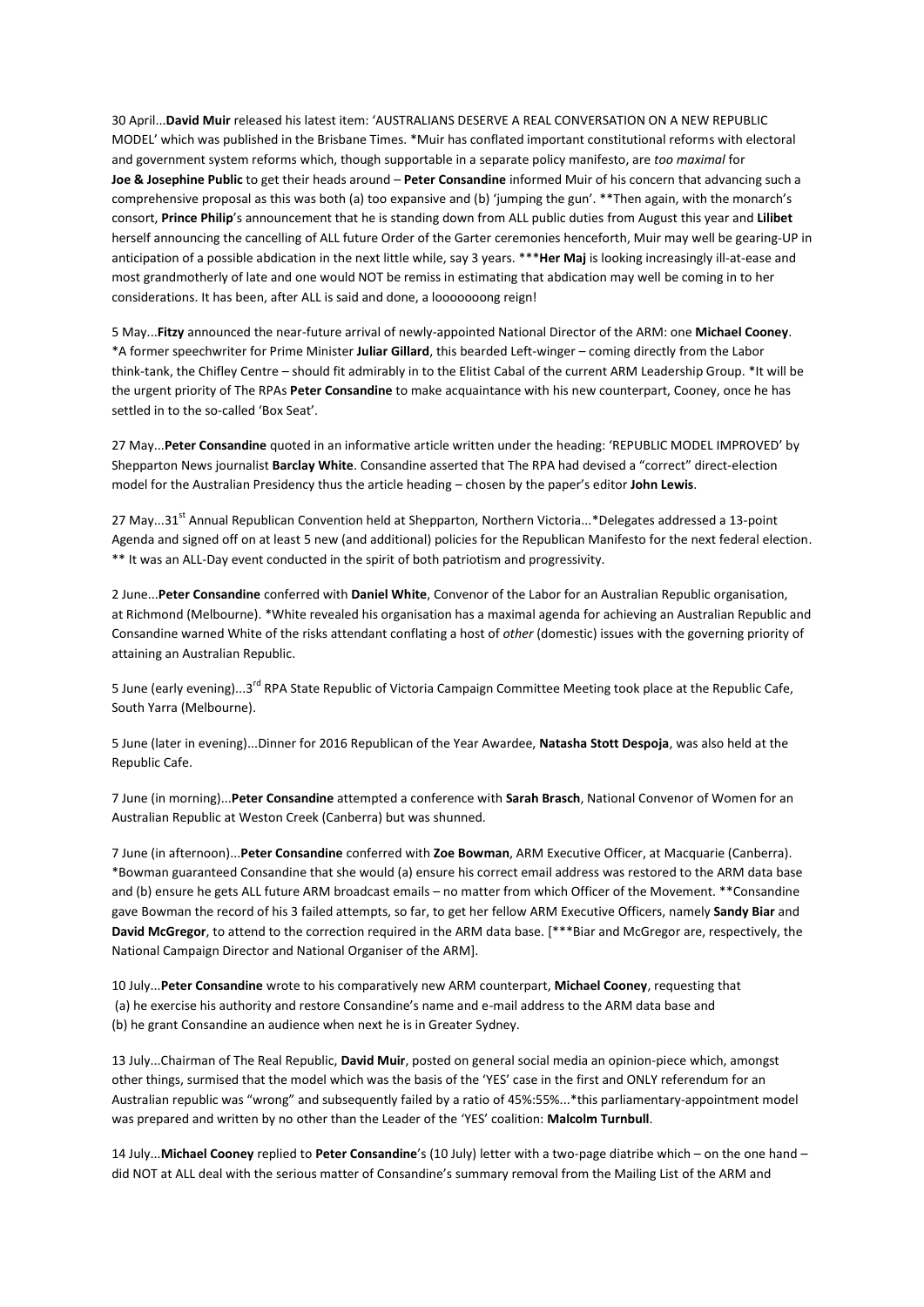30 April...**David Muir** released his latest item: 'AUSTRALIANS DESERVE A REAL CONVERSATION ON A NEW REPUBLIC MODEL' which was published in the Brisbane Times. *Muir has conflated important constitutional reforms with electoral and government system reforms which, though supportable in a separate policy manifesto, are *too maximal* for **Joe & Josephine Public** to get their heads around – **Peter Consandine** informed Muir of his concern that advancing such a comprehensive proposal as this was both (a) too expansive and (b) 'jumping the gun'. **Then again, with the monarch's consort, **Prince Philip**'s announcement that he is standing down from ALL public duties from August this year and **Lilibet** herself announcing the cancelling of ALL future Order of the Garter ceremonies henceforth, Muir may well be gearing-UP in anticipation of a possible abdication in the next little while, say 3 years. ***Her Maj** is looking increasingly ill-at-ease and most grandmotherly of late and one would NOT be remiss in estimating that abdication may well be coming in to her considerations. It has been, after ALL is said and done, a looooooong reign!

5 May...**Fitzy** announced the near-future arrival of newly-appointed National Director of the ARM: one **Michael Cooney**. *A former speechwriter for Prime Minister **Juliar Gillard**, this bearded Left-winger – coming directly from the Labor think-tank, the Chifley Centre – should fit admirably in to the Elitist Cabal of the current ARM Leadership Group. *It will be the urgent priority of The RPAs **Peter Consandine** to make acquaintance with his new counterpart, Cooney, once he has settled in to the so-called 'Box Seat'.

27 May...**Peter Consandine** quoted in an informative article written under the heading: 'REPUBLIC MODEL IMPROVED' by Shepparton News journalist **Barclay White**. Consandine asserted that The RPA had devised a "correct" direct-election model for the Australian Presidency thus the article heading – chosen by the paper's editor **John Lewis**.

27 May...31st Annual Republican Convention held at Shepparton, Northern Victoria...*Delegates addressed a 13-point Agenda and signed off on at least 5 new (and additional) policies for the Republican Manifesto for the next federal election. ** It was an ALL-Day event conducted in the spirit of both patriotism and progressivity.

2 June...**Peter Consandine** conferred with **Daniel White**, Convenor of the Labor for an Australian Republic organisation, at Richmond (Melbourne). *White revealed his organisation has a maximal agenda for achieving an Australian Republic and Consandine warned White of the risks attendant conflating a host of *other* (domestic) issues with the governing priority of attaining an Australian Republic.

5 June (early evening)...3rd RPA State Republic of Victoria Campaign Committee Meeting took place at the Republic Cafe, South Yarra (Melbourne).

5 June (later in evening)...Dinner for 2016 Republican of the Year Awardee, **Natasha Stott Despoja**, was also held at the Republic Cafe.

7 June (in morning)...**Peter Consandine** attempted a conference with **Sarah Brasch**, National Convenor of Women for an Australian Republic at Weston Creek (Canberra) but was shunned.

7 June (in afternoon)...**Peter Consandine** conferred with **Zoe Bowman**, ARM Executive Officer, at Macquarie (Canberra). *Bowman guaranteed Consandine that she would (a) ensure his correct email address was restored to the ARM data base and (b) ensure he gets ALL future ARM broadcast emails – no matter from which Officer of the Movement. **Consandine gave Bowman the record of his 3 failed attempts, so far, to get her fellow ARM Executive Officers, namely **Sandy Biar** and **David McGregor**, to attend to the correction required in the ARM data base. [***Biar and McGregor are, respectively, the National Campaign Director and National Organiser of the ARM].

10 July...**Peter Consandine** wrote to his comparatively new ARM counterpart, **Michael Cooney**, requesting that
(a) he exercise his authority and restore Consandine's name and e-mail address to the ARM data base and
(b) he grant Consandine an audience when next he is in Greater Sydney.

13 July...Chairman of The Real Republic, **David Muir**, posted on general social media an opinion-piece which, amongst other things, surmised that the model which was the basis of the 'YES' case in the first and ONLY referendum for an Australian republic was "wrong" and subsequently failed by a ratio of 45%:55%...*this parliamentary-appointment model was prepared and written by no other than the Leader of the 'YES' coalition: **Malcolm Turnbull**.

14 July...**Michael Cooney** replied to **Peter Consandine**'s (10 July) letter with a two-page diatribe which – on the one hand – did NOT at ALL deal with the serious matter of Consandine's summary removal from the Mailing List of the ARM and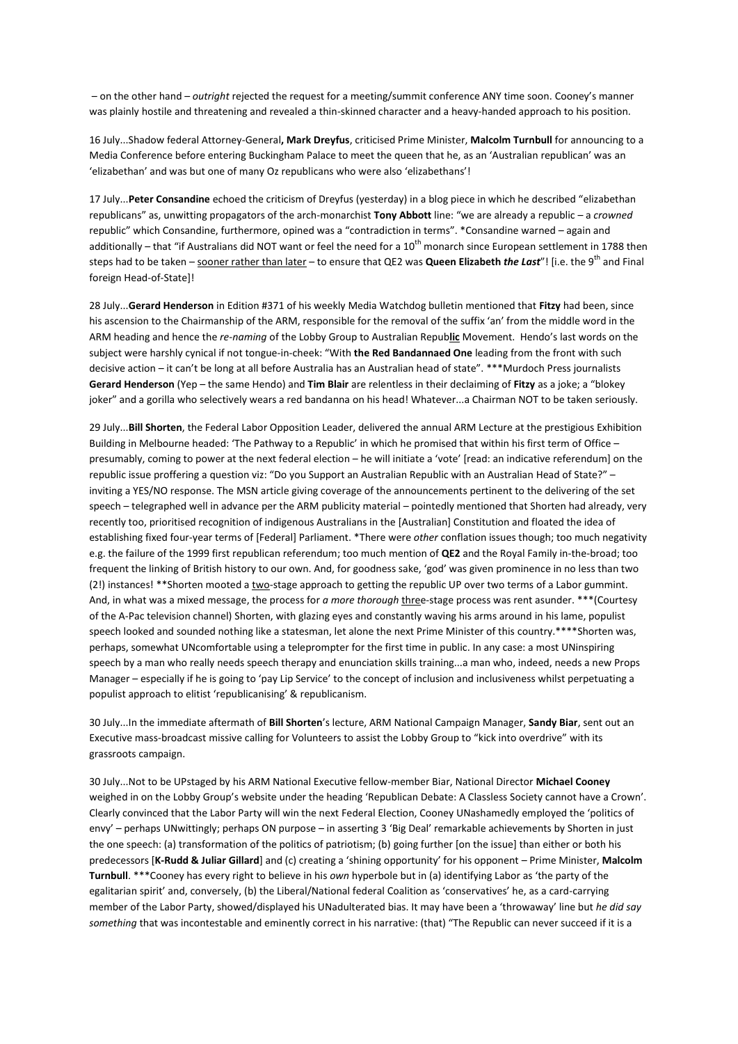– on the other hand – *outright* rejected the request for a meeting/summit conference ANY time soon. Cooney's manner was plainly hostile and threatening and revealed a thin-skinned character and a heavy-handed approach to his position.

16 July...Shadow federal Attorney-General**, Mark Dreyfus**, criticised Prime Minister, **Malcolm Turnbull** for announcing to a Media Conference before entering Buckingham Palace to meet the queen that he, as an 'Australian republican' was an 'elizabethan' and was but one of many Oz republicans who were also 'elizabethans'!

17 July...**Peter Consandine** echoed the criticism of Dreyfus (yesterday) in a blog piece in which he described "elizabethan republicans" as, unwitting propagators of the arch-monarchist **Tony Abbott** line: "we are already a republic – a *crowned* republic" which Consandine, furthermore, opined was a "contradiction in terms". *Consandine warned – again and additionally – that "if Australians did NOT want or feel the need for a 10th monarch since European settlement in 1788 then steps had to be taken – sooner rather than later – to ensure that QE2 was **Queen Elizabeth *the Last***"! [i.e. the 9th and Final foreign Head-of-State]!

28 July...**Gerard Henderson** in Edition #371 of his weekly Media Watchdog bulletin mentioned that **Fitzy** had been, since his ascension to the Chairmanship of the ARM, responsible for the removal of the suffix 'an' from the middle word in the ARM heading and hence the *re-naming* of the Lobby Group to Australian Repub**lic** Movement. Hendo's last words on the subject were harshly cynical if not tongue-in-cheek: "With **the Red Bandannaed One** leading from the front with such decisive action – it can't be long at all before Australia has an Australian head of state". ***Murdoch Press journalists **Gerard Henderson** (Yep – the same Hendo) and **Tim Blair** are relentless in their declaiming of **Fitzy** as a joke; a "blokey joker" and a gorilla who selectively wears a red bandanna on his head! Whatever...a Chairman NOT to be taken seriously.

29 July...**Bill Shorten**, the Federal Labor Opposition Leader, delivered the annual ARM Lecture at the prestigious Exhibition Building in Melbourne headed: 'The Pathway to a Republic' in which he promised that within his first term of Office – presumably, coming to power at the next federal election – he will initiate a 'vote' [read: an indicative referendum] on the republic issue proffering a question viz: "Do you Support an Australian Republic with an Australian Head of State?" – inviting a YES/NO response. The MSN article giving coverage of the announcements pertinent to the delivering of the set speech – telegraphed well in advance per the ARM publicity material – pointedly mentioned that Shorten had already, very recently too, prioritised recognition of indigenous Australians in the [Australian] Constitution and floated the idea of establishing fixed four-year terms of [Federal] Parliament. *There were *other* conflation issues though; too much negativity e.g. the failure of the 1999 first republican referendum; too much mention of **QE2** and the Royal Family in-the-broad; too frequent the linking of British history to our own. And, for goodness sake, 'god' was given prominence in no less than two (2!) instances! **Shorten mooted a two-stage approach to getting the republic UP over two terms of a Labor gummint. And, in what was a mixed message, the process for *a more thorough* three-stage process was rent asunder. ***(Courtesy of the A-Pac television channel) Shorten, with glazing eyes and constantly waving his arms around in his lame, populist speech looked and sounded nothing like a statesman, let alone the next Prime Minister of this country.****Shorten was, perhaps, somewhat UNcomfortable using a teleprompter for the first time in public. In any case: a most UNinspiring speech by a man who really needs speech therapy and enunciation skills training...a man who, indeed, needs a new Props Manager – especially if he is going to 'pay Lip Service' to the concept of inclusion and inclusiveness whilst perpetuating a populist approach to elitist 'republicanising' & republicanism.

30 July...In the immediate aftermath of **Bill Shorten**'s lecture, ARM National Campaign Manager, **Sandy Biar**, sent out an Executive mass-broadcast missive calling for Volunteers to assist the Lobby Group to "kick into overdrive" with its grassroots campaign.

30 July...Not to be UPstaged by his ARM National Executive fellow-member Biar, National Director **Michael Cooney** weighed in on the Lobby Group's website under the heading 'Republican Debate: A Classless Society cannot have a Crown'. Clearly convinced that the Labor Party will win the next Federal Election, Cooney UNashamedly employed the 'politics of envy' – perhaps UNwittingly; perhaps ON purpose – in asserting 3 'Big Deal' remarkable achievements by Shorten in just the one speech: (a) transformation of the politics of patriotism; (b) going further [on the issue] than either or both his predecessors [**K-Rudd & Juliar Gillard**] and (c) creating a 'shining opportunity' for his opponent – Prime Minister, **Malcolm Turnbull**. ***Cooney has every right to believe in his *own* hyperbole but in (a) identifying Labor as 'the party of the egalitarian spirit' and, conversely, (b) the Liberal/National federal Coalition as 'conservatives' he, as a card-carrying member of the Labor Party, showed/displayed his UNadulterated bias. It may have been a 'throwaway' line but *he did say something* that was incontestable and eminently correct in his narrative: (that) "The Republic can never succeed if it is a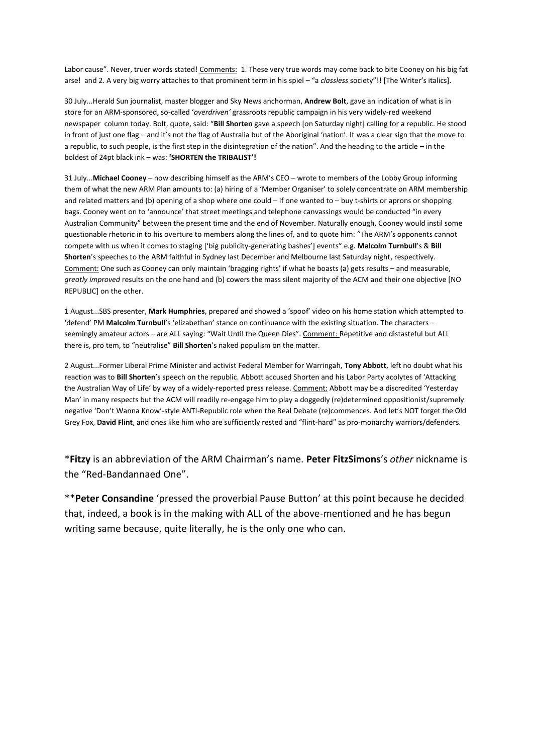Labor cause". Never, truer words stated! Comments: 1. These very true words may come back to bite Cooney on his big fat arse! and 2. A very big worry attaches to that prominent term in his spiel – "a *classless* society"!! [The Writer's italics].

30 July...Herald Sun journalist, master blogger and Sky News anchorman, **Andrew Bolt**, gave an indication of what is in store for an ARM-sponsored, so-called '*overdriven'* grassroots republic campaign in his very widely-red weekend newspaper column today. Bolt, quote, said: "**Bill Shorten** gave a speech [on Saturday night] calling for a republic. He stood in front of just one flag – and it's not the flag of Australia but of the Aboriginal 'nation'. It was a clear sign that the move to a republic, to such people, is the first step in the disintegration of the nation". And the heading to the article – in the boldest of 24pt black ink – was: **'SHORTEN the TRIBALIST'!**

31 July...**Michael Cooney** – now describing himself as the ARM's CEO – wrote to members of the Lobby Group informing them of what the new ARM Plan amounts to: (a) hiring of a 'Member Organiser' to solely concentrate on ARM membership and related matters and (b) opening of a shop where one could – if one wanted to – buy t-shirts or aprons or shopping bags. Cooney went on to 'announce' that street meetings and telephone canvassings would be conducted "in every Australian Community" between the present time and the end of November. Naturally enough, Cooney would instil some questionable rhetoric in to his overture to members along the lines of, and to quote him: "The ARM's opponents cannot compete with us when it comes to staging ['big publicity-generating bashes'] events" e.g. **Malcolm Turnbull**'s & **Bill Shorten**'s speeches to the ARM faithful in Sydney last December and Melbourne last Saturday night, respectively. Comment: One such as Cooney can only maintain 'bragging rights' if what he boasts (a) gets results – and measurable, *greatly improved* results on the one hand and (b) cowers the mass silent majority of the ACM and their one objective [NO REPUBLIC] on the other.

1 August...SBS presenter, **Mark Humphries**, prepared and showed a 'spoof' video on his home station which attempted to 'defend' PM **Malcolm Turnbull**'s 'elizabethan' stance on continuance with the existing situation. The characters – seemingly amateur actors – are ALL saying: "Wait Until the Queen Dies". Comment: Repetitive and distasteful but ALL there is, pro tem, to "neutralise" **Bill Shorten**'s naked populism on the matter.

2 August...Former Liberal Prime Minister and activist Federal Member for Warringah, **Tony Abbott**, left no doubt what his reaction was to **Bill Shorten**'s speech on the republic. Abbott accused Shorten and his Labor Party acolytes of 'Attacking the Australian Way of Life' by way of a widely-reported press release. Comment: Abbott may be a discredited 'Yesterday Man' in many respects but the ACM will readily re-engage him to play a doggedly (re)determined oppositionist/supremely negative 'Don't Wanna Know'-style ANTI-Republic role when the Real Debate (re)commences. And let's NOT forget the Old Grey Fox, **David Flint**, and ones like him who are sufficiently rested and "flint-hard" as pro-monarchy warriors/defenders.

*__Fitzy__ is an abbreviation of the ARM Chairman's name. **Peter FitzSimons**'s *other* nickname is the "Red-Bandannaed One".

**__Peter Consandine__ 'pressed the proverbial Pause Button' at this point because he decided that, indeed, a book is in the making with ALL of the above-mentioned and he has begun writing same because, quite literally, he is the only one who can.